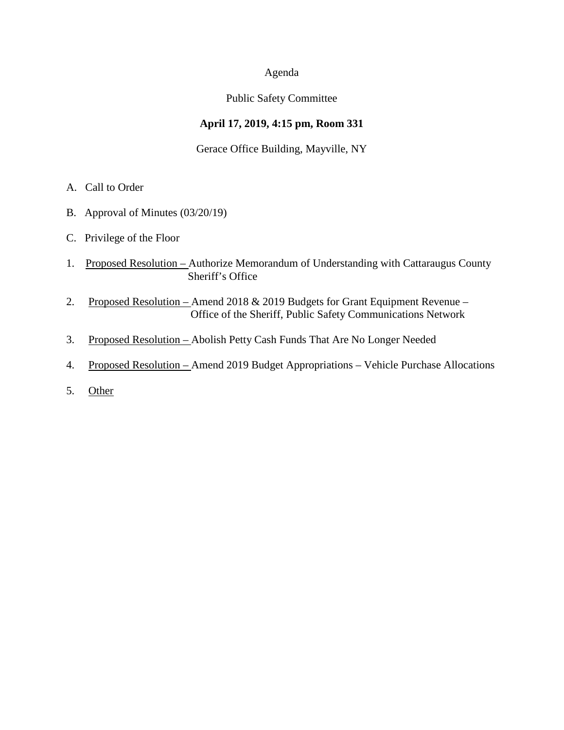Agenda

Public Safety Committee

**April 17, 2019, 4:15 pm, Room 331**

Gerace Office Building, Mayville, NY

A. Call to Order

B. Approval of Minutes (03/20/19)

C. Privilege of the Floor

1. <u>Proposed Resolution –</u> Authorize Memorandum of Understanding with Cattaraugus County Sheriff's Office

2. <u>Proposed Resolution –</u> Amend 2018 & 2019 Budgets for Grant Equipment Revenue – Office of the Sheriff, Public Safety Communications Network

3. <u>Proposed Resolution –</u> Abolish Petty Cash Funds That Are No Longer Needed

4. <u>Proposed Resolution –</u> Amend 2019 Budget Appropriations – Vehicle Purchase Allocations

5. <u>Other</u>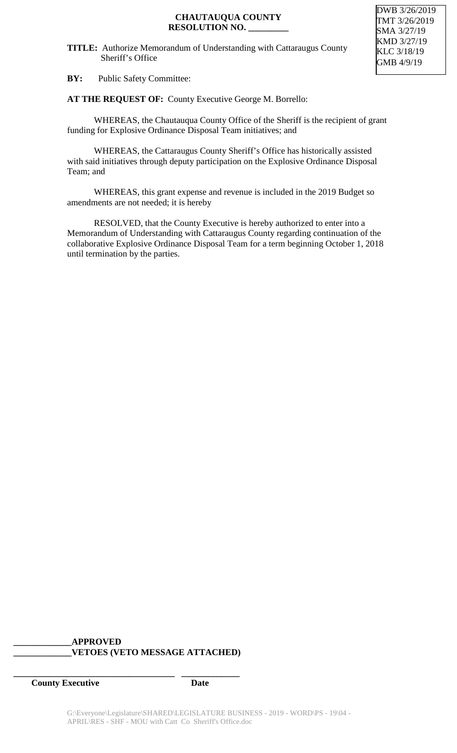**CHAUTAUQUA COUNTY**
**RESOLUTION NO. _________**

DWB 3/26/2019
TMT 3/26/2019
SMA 3/27/19
KMD 3/27/19
KLC 3/18/19
GMB 4/9/19

**TITLE:** Authorize Memorandum of Understanding with Cattaraugus County Sheriff's Office

**BY:** Public Safety Committee:

**AT THE REQUEST OF:** County Executive George M. Borrello:

WHEREAS, the Chautauqua County Office of the Sheriff is the recipient of grant funding for Explosive Ordinance Disposal Team initiatives; and

WHEREAS, the Cattaraugus County Sheriff's Office has historically assisted with said initiatives through deputy participation on the Explosive Ordinance Disposal Team; and

WHEREAS, this grant expense and revenue is included in the 2019 Budget so amendments are not needed; it is hereby

RESOLVED, that the County Executive is hereby authorized to enter into a Memorandum of Understanding with Cattaraugus County regarding continuation of the collaborative Explosive Ordinance Disposal Team for a term beginning October 1, 2018 until termination by the parties.

**_____________APPROVED**
**_____________VETOES (VETO MESSAGE ATTACHED)**

**____________________________________ _____________**
**County Executive Date**

G:\Everyone\Legislature\SHARED\LEGISLATURE BUSINESS - 2019 - WORD\PS - 19\04 - APRIL\RES - SHF - MOU with Catt Co Sheriff's Office.doc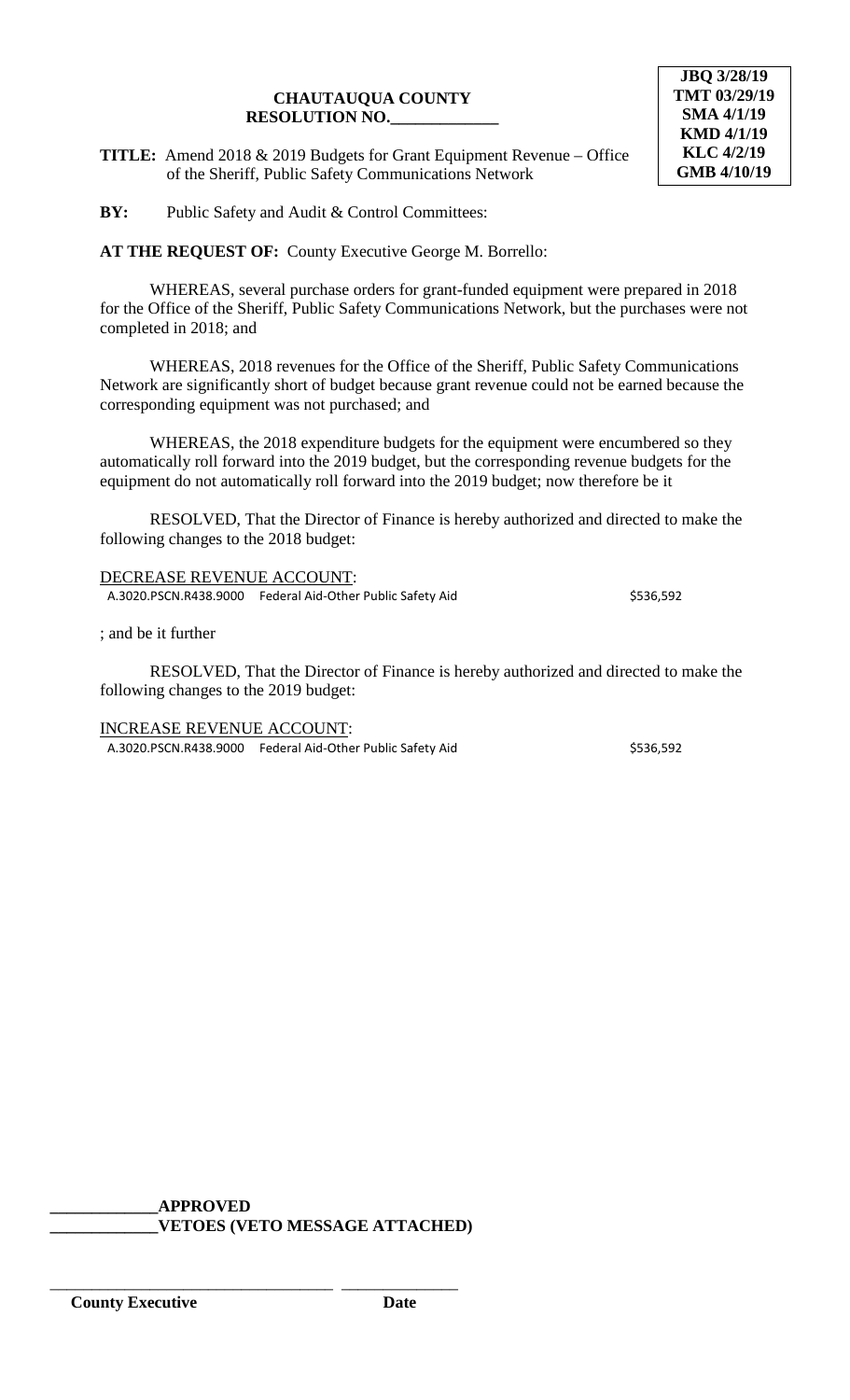**JBQ 3/28/19**
**TMT 03/29/19**
**SMA 4/1/19**
**KMD 4/1/19**
**KLC 4/2/19**
**GMB 4/10/19**

**CHAUTAUQUA COUNTY**
**RESOLUTION NO.\_\_\_\_\_\_\_\_\_\_\_\_\_**

**TITLE:** Amend 2018 & 2019 Budgets for Grant Equipment Revenue – Office of the Sheriff, Public Safety Communications Network

**BY:** Public Safety and Audit & Control Committees:

**AT THE REQUEST OF:** County Executive George M. Borrello:

WHEREAS, several purchase orders for grant-funded equipment were prepared in 2018 for the Office of the Sheriff, Public Safety Communications Network, but the purchases were not completed in 2018; and

WHEREAS, 2018 revenues for the Office of the Sheriff, Public Safety Communications Network are significantly short of budget because grant revenue could not be earned because the corresponding equipment was not purchased; and

WHEREAS, the 2018 expenditure budgets for the equipment were encumbered so they automatically roll forward into the 2019 budget, but the corresponding revenue budgets for the equipment do not automatically roll forward into the 2019 budget; now therefore be it

RESOLVED, That the Director of Finance is hereby authorized and directed to make the following changes to the 2018 budget:

DECREASE REVENUE ACCOUNT:

| | | |
|---|---|---|
| A.3020.PSCN.R438.9000 | Federal Aid-Other Public Safety Aid | $536,592 |

; and be it further

RESOLVED, That the Director of Finance is hereby authorized and directed to make the following changes to the 2019 budget:

INCREASE REVENUE ACCOUNT:

| | | |
|---|---|---|
| A.3020.PSCN.R438.9000 | Federal Aid-Other Public Safety Aid | $536,592 |

\_\_\_\_\_\_\_\_\_\_\_\_\_**APPROVED**
\_\_\_\_\_\_\_\_\_\_\_\_\_**VETOES (VETO MESSAGE ATTACHED)**

\_\_\_\_\_\_\_\_\_\_\_\_\_\_\_\_\_\_\_\_\_\_\_\_\_\_\_\_\_\_\_\_\_\_ \_\_\_\_\_\_\_\_\_\_\_\_\_\_
**County Executive** **Date**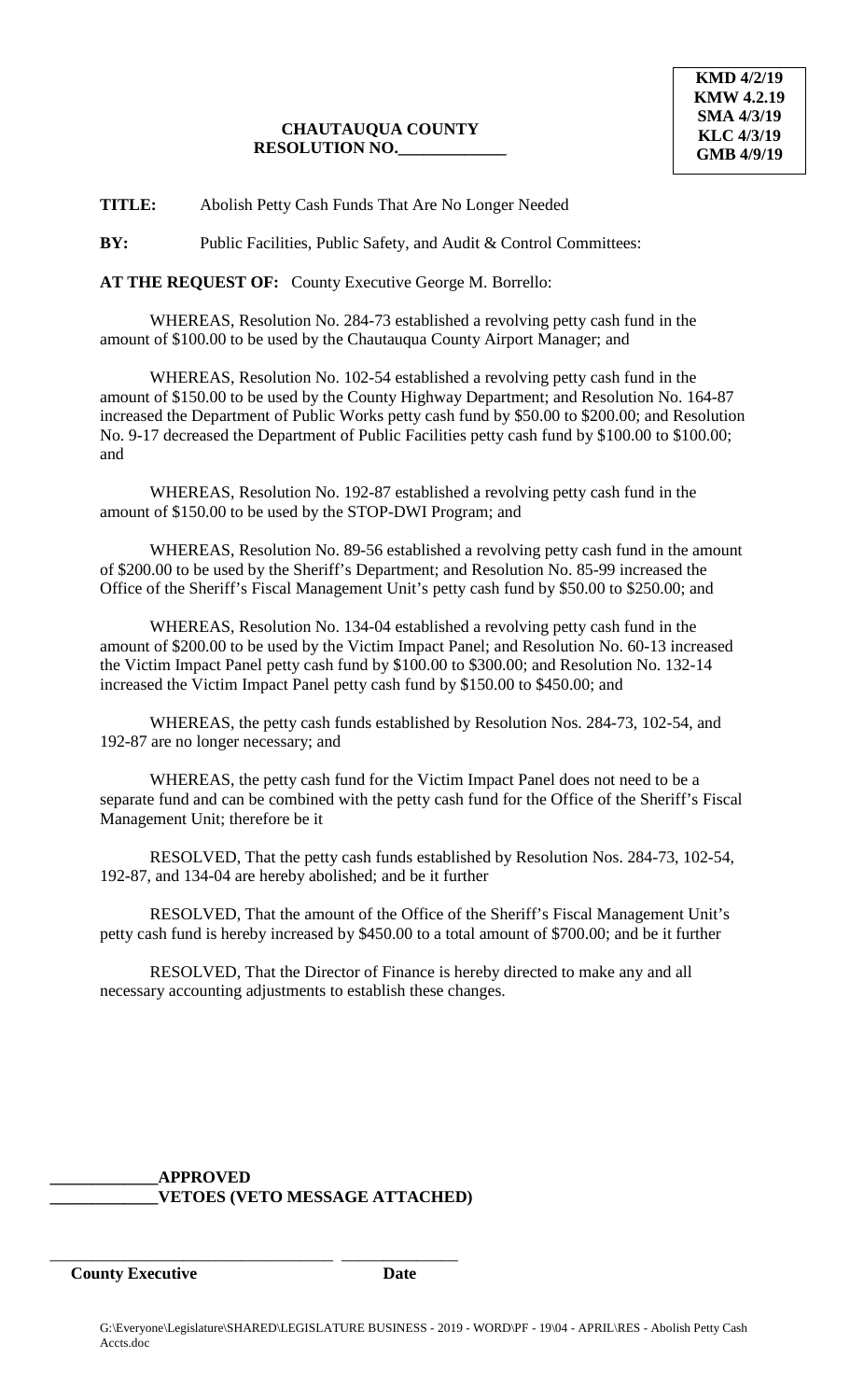**KMD 4/2/19**
**KMW 4.2.19**
**SMA 4/3/19**
**KLC 4/3/19**
**GMB 4/9/19**

**CHAUTAUQUA COUNTY**
**RESOLUTION NO.\_\_\_\_\_\_\_\_\_\_\_\_\_**

**TITLE:** Abolish Petty Cash Funds That Are No Longer Needed

**BY:** Public Facilities, Public Safety, and Audit & Control Committees:

**AT THE REQUEST OF:** County Executive George M. Borrello:

WHEREAS, Resolution No. 284-73 established a revolving petty cash fund in the amount of $100.00 to be used by the Chautauqua County Airport Manager; and

WHEREAS, Resolution No. 102-54 established a revolving petty cash fund in the amount of $150.00 to be used by the County Highway Department; and Resolution No. 164-87 increased the Department of Public Works petty cash fund by $50.00 to $200.00; and Resolution No. 9-17 decreased the Department of Public Facilities petty cash fund by $100.00 to $100.00; and

WHEREAS, Resolution No. 192-87 established a revolving petty cash fund in the amount of $150.00 to be used by the STOP-DWI Program; and

WHEREAS, Resolution No. 89-56 established a revolving petty cash fund in the amount of $200.00 to be used by the Sheriff's Department; and Resolution No. 85-99 increased the Office of the Sheriff's Fiscal Management Unit's petty cash fund by $50.00 to $250.00; and

WHEREAS, Resolution No. 134-04 established a revolving petty cash fund in the amount of $200.00 to be used by the Victim Impact Panel; and Resolution No. 60-13 increased the Victim Impact Panel petty cash fund by $100.00 to $300.00; and Resolution No. 132-14 increased the Victim Impact Panel petty cash fund by $150.00 to $450.00; and

WHEREAS, the petty cash funds established by Resolution Nos. 284-73, 102-54, and 192-87 are no longer necessary; and

WHEREAS, the petty cash fund for the Victim Impact Panel does not need to be a separate fund and can be combined with the petty cash fund for the Office of the Sheriff's Fiscal Management Unit; therefore be it

RESOLVED, That the petty cash funds established by Resolution Nos. 284-73, 102-54, 192-87, and 134-04 are hereby abolished; and be it further

RESOLVED, That the amount of the Office of the Sheriff's Fiscal Management Unit's petty cash fund is hereby increased by $450.00 to a total amount of $700.00; and be it further

RESOLVED, That the Director of Finance is hereby directed to make any and all necessary accounting adjustments to establish these changes.

**\_\_\_\_\_\_\_\_\_\_\_\_\_APPROVED**
**\_\_\_\_\_\_\_\_\_\_\_\_\_VETOES (VETO MESSAGE ATTACHED)**

\_\_\_\_\_\_\_\_\_\_\_\_\_\_\_\_\_\_\_\_\_\_\_\_\_\_\_\_\_\_\_\_\_\_ \_\_\_\_\_\_\_\_\_\_\_\_\_\_
**County Executive** **Date**

G:\Everyone\Legislature\SHARED\LEGISLATURE BUSINESS - 2019 - WORD\PF - 19\04 - APRIL\RES - Abolish Petty Cash Accts.doc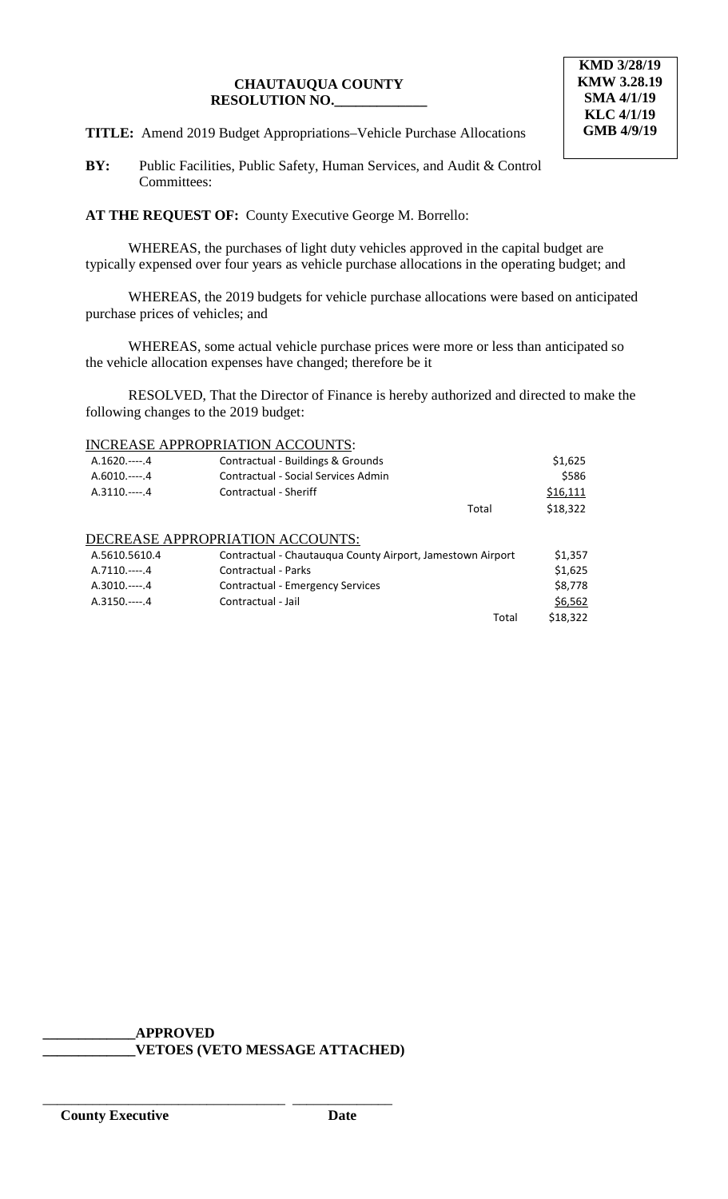**KMD 3/28/19**
**KMW 3.28.19**
**SMA 4/1/19**
**KLC 4/1/19**
**GMB 4/9/19**

**CHAUTAUQUA COUNTY**
**RESOLUTION NO.\_\_\_\_\_\_\_\_\_\_\_\_\_**

**TITLE:** Amend 2019 Budget Appropriations–Vehicle Purchase Allocations

**BY:** Public Facilities, Public Safety, Human Services, and Audit & Control Committees:

**AT THE REQUEST OF:** County Executive George M. Borrello:

WHEREAS, the purchases of light duty vehicles approved in the capital budget are typically expensed over four years as vehicle purchase allocations in the operating budget; and

WHEREAS, the 2019 budgets for vehicle purchase allocations were based on anticipated purchase prices of vehicles; and

WHEREAS, some actual vehicle purchase prices were more or less than anticipated so the vehicle allocation expenses have changed; therefore be it

RESOLVED, That the Director of Finance is hereby authorized and directed to make the following changes to the 2019 budget:

INCREASE APPROPRIATION ACCOUNTS:

| | | |
|---|---|---|
| A.1620.----.4 | Contractual - Buildings & Grounds | $1,625 |
| A.6010.----.4 | Contractual - Social Services Admin | $586 |
| A.3110.----.4 | Contractual - Sheriff | $16,111 |
| | Total | $18,322 |

DECREASE APPROPRIATION ACCOUNTS:

| | | |
|---|---|---|
| A.5610.5610.4 | Contractual - Chautauqua County Airport, Jamestown Airport | $1,357 |
| A.7110.----.4 | Contractual - Parks | $1,625 |
| A.3010.----.4 | Contractual - Emergency Services | $8,778 |
| A.3150.----.4 | Contractual - Jail | $6,562 |
| | Total | $18,322 |

\_\_\_\_\_\_\_\_\_\_\_\_\_**APPROVED**
\_\_\_\_\_\_\_\_\_\_\_\_\_**VETOES (VETO MESSAGE ATTACHED)**

\_\_\_\_\_\_\_\_\_\_\_\_\_\_\_\_\_\_\_\_\_\_\_\_\_\_\_\_\_\_\_\_\_\_ \_\_\_\_\_\_\_\_\_\_\_\_\_\_

**County Executive** **Date**